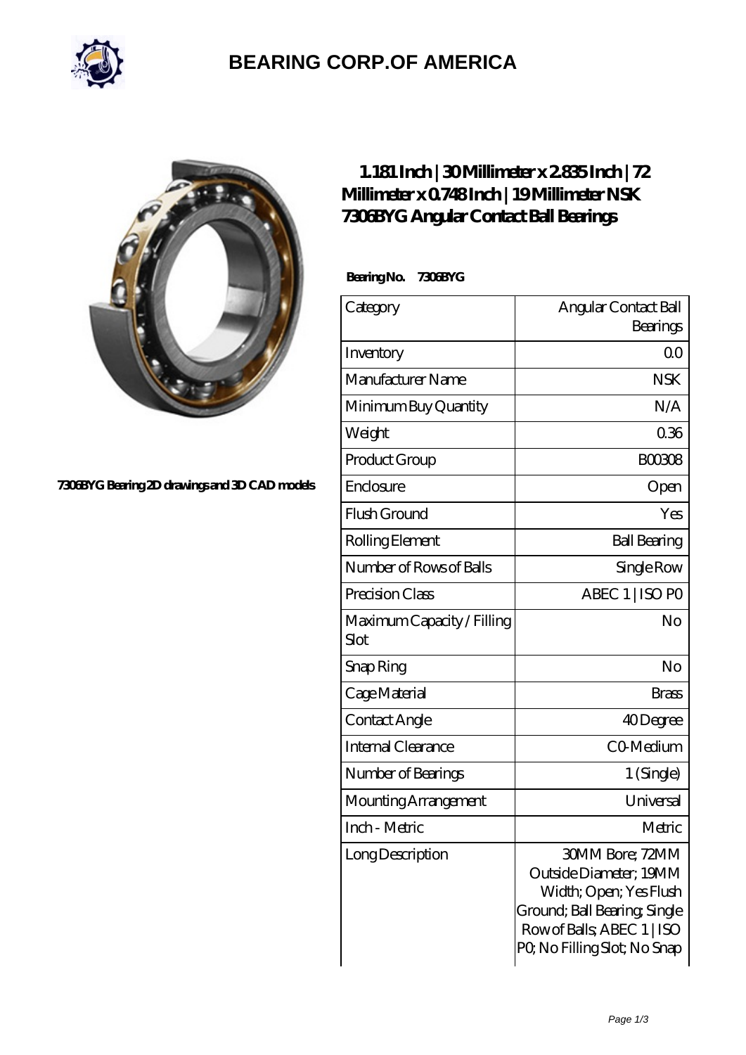# BEARING CORP.OF AMERICA

7306BYG Bearing 2D drawings and 3D CAD models

## 1.181 Inch | 30 Millimeter x 2.835 Inch | 72 Millimeter x 0.748 Inch | 19 Millimeter NSK 7306BYG Angular Contact Ball Bearings

**Bearing No. 7306BYG**

| Category | Angular Contact Ball Bearings |
| --- | --- |
| Inventory | 0.0 |
| Manufacturer Name | NSK |
| Minimum Buy Quantity | N/A |
| Weight | 0.36 |
| Product Group | B00308 |
| Enclosure | Open |
| Flush Ground | Yes |
| Rolling Element | Ball Bearing |
| Number of Rows of Balls | Single Row |
| Precision Class | ABEC 1 \| ISO P0 |
| Maximum Capacity / Filling Slot | No |
| Snap Ring | No |
| Cage Material | Brass |
| Contact Angle | 40 Degree |
| Internal Clearance | C0-Medium |
| Number of Bearings | 1 (Single) |
| Mounting Arrangement | Universal |
| Inch - Metric | Metric |
| Long Description | 30MM Bore; 72MM Outside Diameter; 19MM Width; Open; Yes Flush Ground; Ball Bearing; Single Row of Balls; ABEC 1 \| ISO P0; No Filling Slot; No Snap |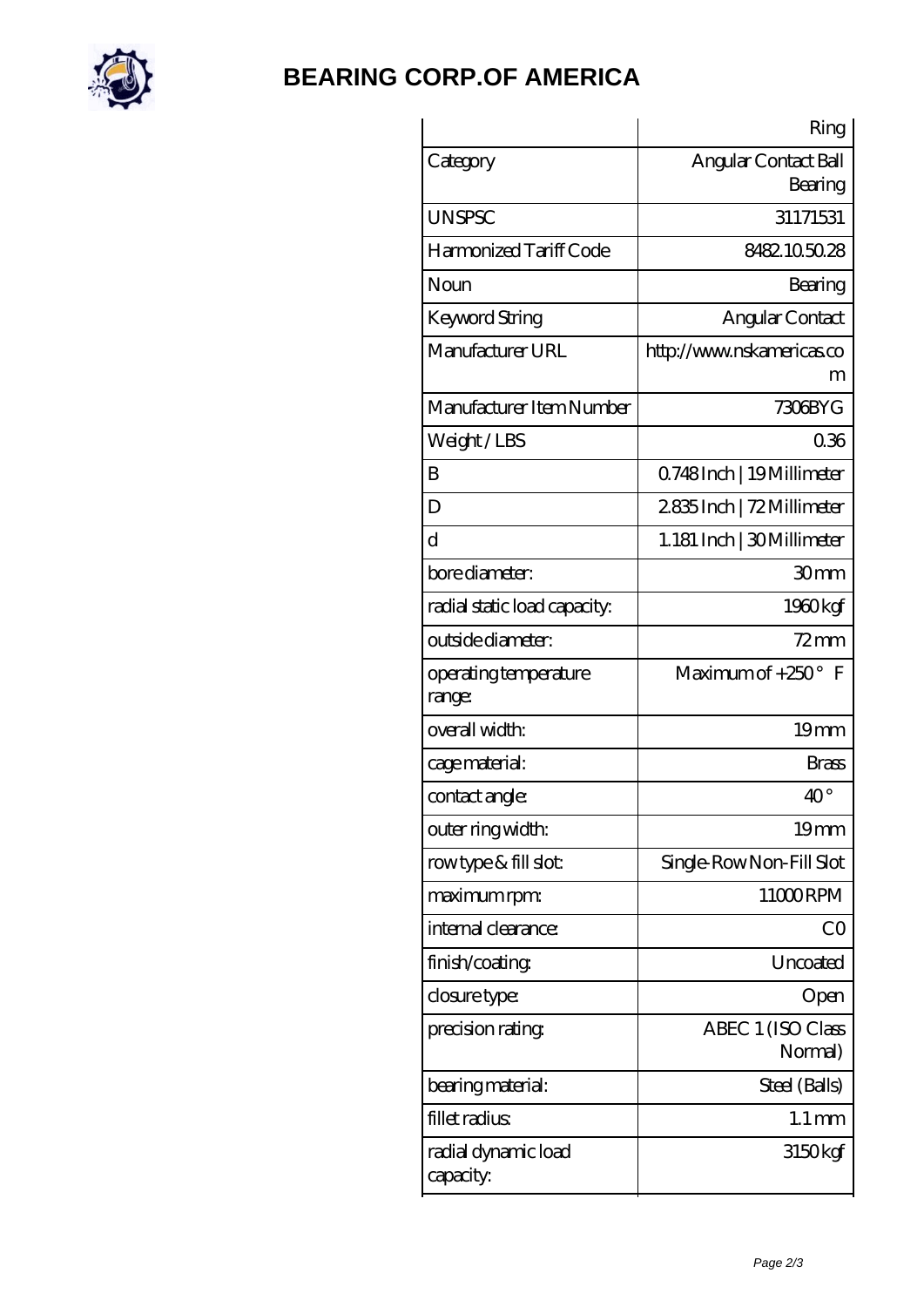# BEARING CORP.OF AMERICA

| | Ring |
|---|---|
| Category | Angular Contact Ball Bearing |
| UNSPSC | 31171531 |
| Harmonized Tariff Code | 8482.10.50.28 |
| Noun | Bearing |
| Keyword String | Angular Contact |
| Manufacturer URL | http://www.nskamericas.com |
| Manufacturer Item Number | 7306BYG |
| Weight / LBS | 0.36 |
| B | 0.748 Inch \| 19 Millimeter |
| D | 2.835 Inch \| 72 Millimeter |
| d | 1.181 Inch \| 30 Millimeter |
| bore diameter: | 30 mm |
| radial static load capacity: | 1960 kgf |
| outside diameter: | 72 mm |
| operating temperature range: | Maximum of +250 ° F |
| overall width: | 19 mm |
| cage material: | Brass |
| contact angle: | 40 ° |
| outer ring width: | 19 mm |
| row type & fill slot: | Single-Row Non-Fill Slot |
| maximum rpm: | 11000 RPM |
| internal clearance: | C0 |
| finish/coating: | Uncoated |
| closure type: | Open |
| precision rating: | ABEC 1 (ISO Class Normal) |
| bearing material: | Steel (Balls) |
| fillet radius: | 1.1 mm |
| radial dynamic load capacity: | 3150 kgf |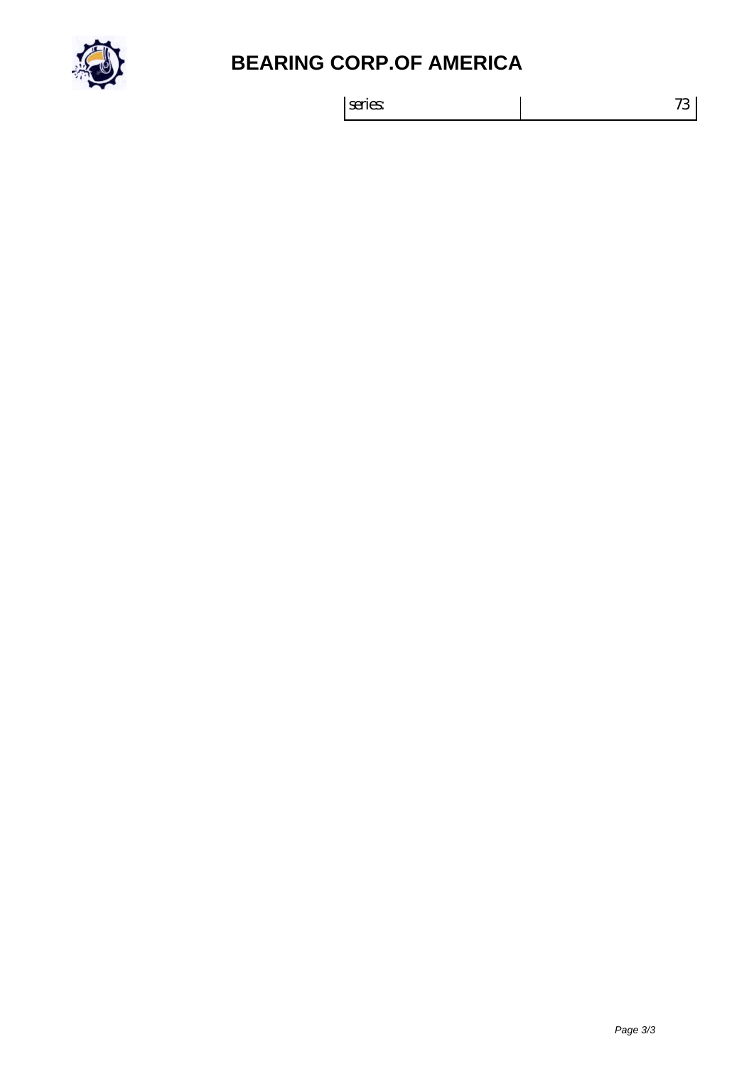# BEARING CORP.OF AMERICA

| | |
|---|---|
| series: | 73 |